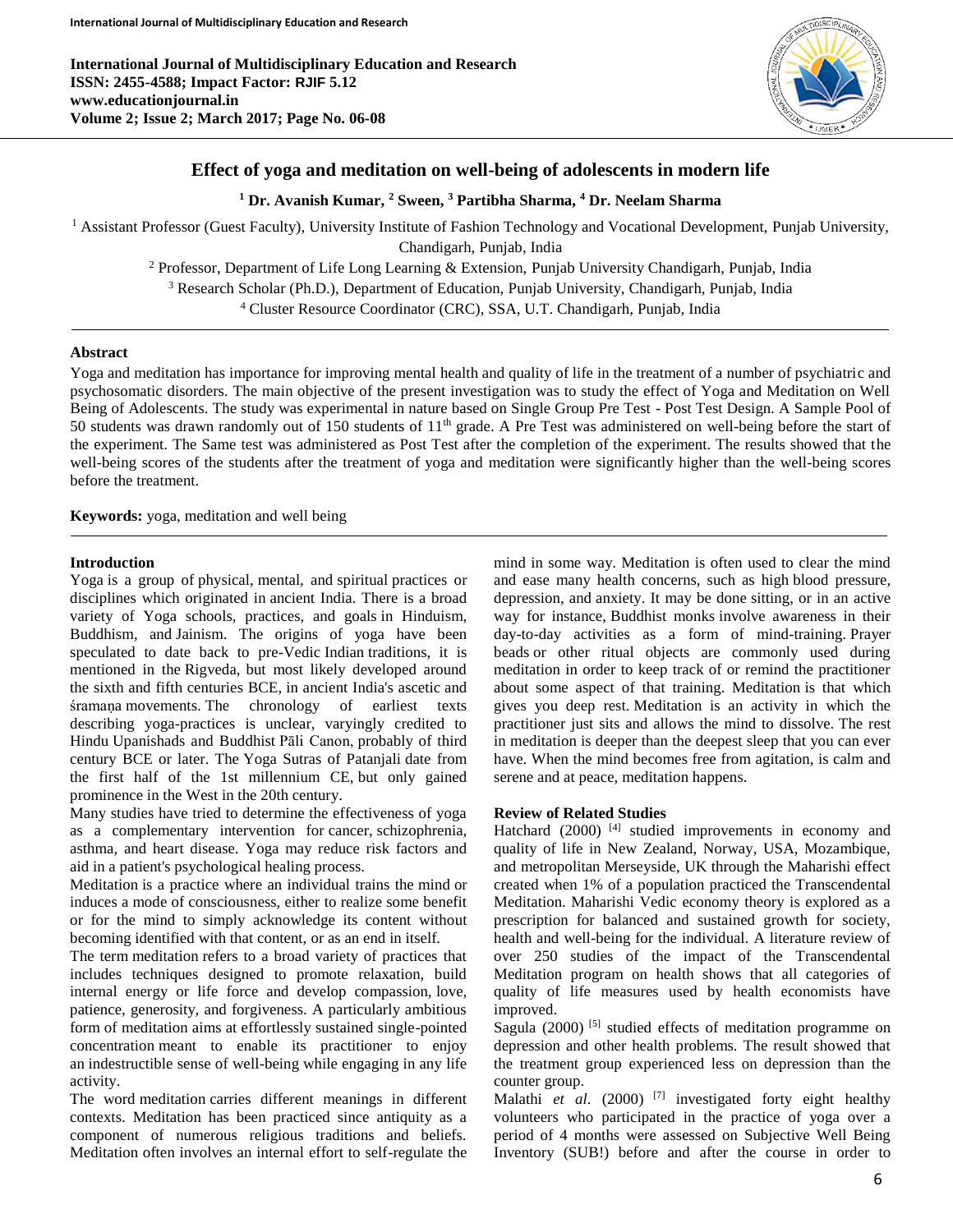International Journal of Multidisciplinary Education and Research
ISSN: 2455-4588; Impact Factor: RJIF 5.12
www.educationjournal.in
Volume 2; Issue 2; March 2017; Page No. 06-08

# Effect of yoga and meditation on well-being of adolescents in modern life

[1] Dr. Avanish Kumar, [2] Sween, [3] Partibha Sharma, [4] Dr. Neelam Sharma

[1] Assistant Professor (Guest Faculty), University Institute of Fashion Technology and Vocational Development, Punjab University, Chandigarh, Punjab, India

[2] Professor, Department of Life Long Learning & Extension, Punjab University Chandigarh, Punjab, India

[3] Research Scholar (Ph.D.), Department of Education, Punjab University, Chandigarh, Punjab, India

[4] Cluster Resource Coordinator (CRC), SSA, U.T. Chandigarh, Punjab, India

## Abstract

Yoga and meditation has importance for improving mental health and quality of life in the treatment of a number of psychiatric and psychosomatic disorders. The main objective of the present investigation was to study the effect of Yoga and Meditation on Well Being of Adolescents. The study was experimental in nature based on Single Group Pre Test - Post Test Design. A Sample Pool of 50 students was drawn randomly out of 150 students of 11th grade. A Pre Test was administered on well-being before the start of the experiment. The Same test was administered as Post Test after the completion of the experiment. The results showed that the well-being scores of the students after the treatment of yoga and meditation were significantly higher than the well-being scores before the treatment.

**Keywords:** yoga, meditation and well being

## Introduction

Yoga is a group of physical, mental, and spiritual practices or disciplines which originated in ancient India. There is a broad variety of Yoga schools, practices, and goals in Hinduism, Buddhism, and Jainism. The origins of yoga have been speculated to date back to pre-Vedic Indian traditions, it is mentioned in the Rigveda, but most likely developed around the sixth and fifth centuries BCE, in ancient India's ascetic and śramaṇa movements. The chronology of earliest texts describing yoga-practices is unclear, varyingly credited to Hindu Upanishads and Buddhist Pāli Canon, probably of third century BCE or later. The Yoga Sutras of Patanjali date from the first half of the 1st millennium CE, but only gained prominence in the West in the 20th century.

Many studies have tried to determine the effectiveness of yoga as a complementary intervention for cancer, schizophrenia, asthma, and heart disease. Yoga may reduce risk factors and aid in a patient's psychological healing process.

Meditation is a practice where an individual trains the mind or induces a mode of consciousness, either to realize some benefit or for the mind to simply acknowledge its content without becoming identified with that content, or as an end in itself.

The term meditation refers to a broad variety of practices that includes techniques designed to promote relaxation, build internal energy or life force and develop compassion, love, patience, generosity, and forgiveness. A particularly ambitious form of meditation aims at effortlessly sustained single-pointed concentration meant to enable its practitioner to enjoy an indestructible sense of well-being while engaging in any life activity.

The word meditation carries different meanings in different contexts. Meditation has been practiced since antiquity as a component of numerous religious traditions and beliefs. Meditation often involves an internal effort to self-regulate the mind in some way. Meditation is often used to clear the mind and ease many health concerns, such as high blood pressure, depression, and anxiety. It may be done sitting, or in an active way for instance, Buddhist monks involve awareness in their day-to-day activities as a form of mind-training. Prayer beads or other ritual objects are commonly used during meditation in order to keep track of or remind the practitioner about some aspect of that training. Meditation is that which gives you deep rest. Meditation is an activity in which the practitioner just sits and allows the mind to dissolve. The rest in meditation is deeper than the deepest sleep that you can ever have. When the mind becomes free from agitation, is calm and serene and at peace, meditation happens.

## Review of Related Studies

Hatchard (2000) [4] studied improvements in economy and quality of life in New Zealand, Norway, USA, Mozambique, and metropolitan Merseyside, UK through the Maharishi effect created when 1% of a population practiced the Transcendental Meditation. Maharishi Vedic economy theory is explored as a prescription for balanced and sustained growth for society, health and well-being for the individual. A literature review of over 250 studies of the impact of the Transcendental Meditation program on health shows that all categories of quality of life measures used by health economists have improved.

Sagula (2000) [5] studied effects of meditation programme on depression and other health problems. The result showed that the treatment group experienced less on depression than the counter group.

Malathi *et al*. (2000) [7] investigated forty eight healthy volunteers who participated in the practice of yoga over a period of 4 months were assessed on Subjective Well Being Inventory (SUB!) before and after the course in order to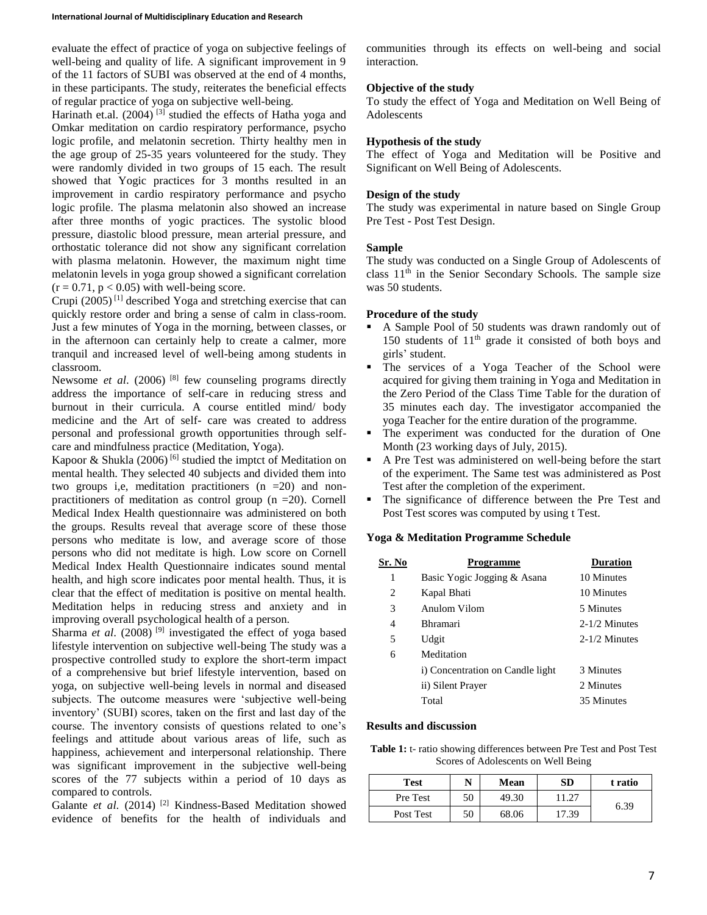evaluate the effect of practice of yoga on subjective feelings of well-being and quality of life. A significant improvement in 9 of the 11 factors of SUBI was observed at the end of 4 months, in these participants. The study, reiterates the beneficial effects of regular practice of yoga on subjective well-being.

Harinath et.al. (2004) [3] studied the effects of Hatha yoga and Omkar meditation on cardio respiratory performance, psycho logic profile, and melatonin secretion. Thirty healthy men in the age group of 25-35 years volunteered for the study. They were randomly divided in two groups of 15 each. The result showed that Yogic practices for 3 months resulted in an improvement in cardio respiratory performance and psycho logic profile. The plasma melatonin also showed an increase after three months of yogic practices. The systolic blood pressure, diastolic blood pressure, mean arterial pressure, and orthostatic tolerance did not show any significant correlation with plasma melatonin. However, the maximum night time melatonin levels in yoga group showed a significant correlation ($r = 0.71$, $p < 0.05$) with well-being score.

Crupi (2005) [1] described Yoga and stretching exercise that can quickly restore order and bring a sense of calm in class-room. Just a few minutes of Yoga in the morning, between classes, or in the afternoon can certainly help to create a calmer, more tranquil and increased level of well-being among students in classroom.

Newsome *et al*. (2006) [8] few counseling programs directly address the importance of self-care in reducing stress and burnout in their curricula. A course entitled mind/ body medicine and the Art of self- care was created to address personal and professional growth opportunities through self-care and mindfulness practice (Meditation, Yoga).

Kapoor & Shukla (2006) [6] studied the imptct of Meditation on mental health. They selected 40 subjects and divided them into two groups i,e, meditation practitioners (n =20) and non-practitioners of meditation as control group (n =20). Cornell Medical Index Health questionnaire was administered on both the groups. Results reveal that average score of these those persons who meditate is low, and average score of those persons who did not meditate is high. Low score on Cornell Medical Index Health Questionnaire indicates sound mental health, and high score indicates poor mental health. Thus, it is clear that the effect of meditation is positive on mental health. Meditation helps in reducing stress and anxiety and in improving overall psychological health of a person.

Sharma *et al*. (2008) [9] investigated the effect of yoga based lifestyle intervention on subjective well-being The study was a prospective controlled study to explore the short-term impact of a comprehensive but brief lifestyle intervention, based on yoga, on subjective well-being levels in normal and diseased subjects. The outcome measures were 'subjective well-being inventory' (SUBI) scores, taken on the first and last day of the course. The inventory consists of questions related to one's feelings and attitude about various areas of life, such as happiness, achievement and interpersonal relationship. There was significant improvement in the subjective well-being scores of the 77 subjects within a period of 10 days as compared to controls.

Galante *et al*. (2014) [2] Kindness-Based Meditation showed evidence of benefits for the health of individuals and communities through its effects on well-being and social interaction.

### Objective of the study

To study the effect of Yoga and Meditation on Well Being of Adolescents

### Hypothesis of the study

The effect of Yoga and Meditation will be Positive and Significant on Well Being of Adolescents.

### Design of the study

The study was experimental in nature based on Single Group Pre Test - Post Test Design.

### Sample

The study was conducted on a Single Group of Adolescents of class 11th in the Senior Secondary Schools. The sample size was 50 students.

### Procedure of the study

- A Sample Pool of 50 students was drawn randomly out of 150 students of 11th grade it consisted of both boys and girls' student.
- The services of a Yoga Teacher of the School were acquired for giving them training in Yoga and Meditation in the Zero Period of the Class Time Table for the duration of 35 minutes each day. The investigator accompanied the yoga Teacher for the entire duration of the programme.
- The experiment was conducted for the duration of One Month (23 working days of July, 2015).
- A Pre Test was administered on well-being before the start of the experiment. The Same test was administered as Post Test after the completion of the experiment.
- The significance of difference between the Pre Test and Post Test scores was computed by using t Test.

### Yoga & Meditation Programme Schedule

| Sr. No | Programme | Duration |
|---|---|---|
| 1 | Basic Yogic Jogging & Asana | 10 Minutes |
| 2 | Kapal Bhati | 10 Minutes |
| 3 | Anulom Vilom | 5 Minutes |
| 4 | Bhramari | 2-1/2 Minutes |
| 5 | Udgit | 2-1/2 Minutes |
| 6 | Meditation | |
| | i) Concentration on Candle light | 3 Minutes |
| | ii) Silent Prayer | 2 Minutes |
| | Total | 35 Minutes |

### Results and discussion

**Table 1:** t- ratio showing differences between Pre Test and Post Test Scores of Adolescents on Well Being

| Test | N | Mean | SD | t ratio |
|---|---|---|---|---|
| Pre Test | 50 | 49.30 | 11.27 | 6.39 |
| Post Test | 50 | 68.06 | 17.39 | |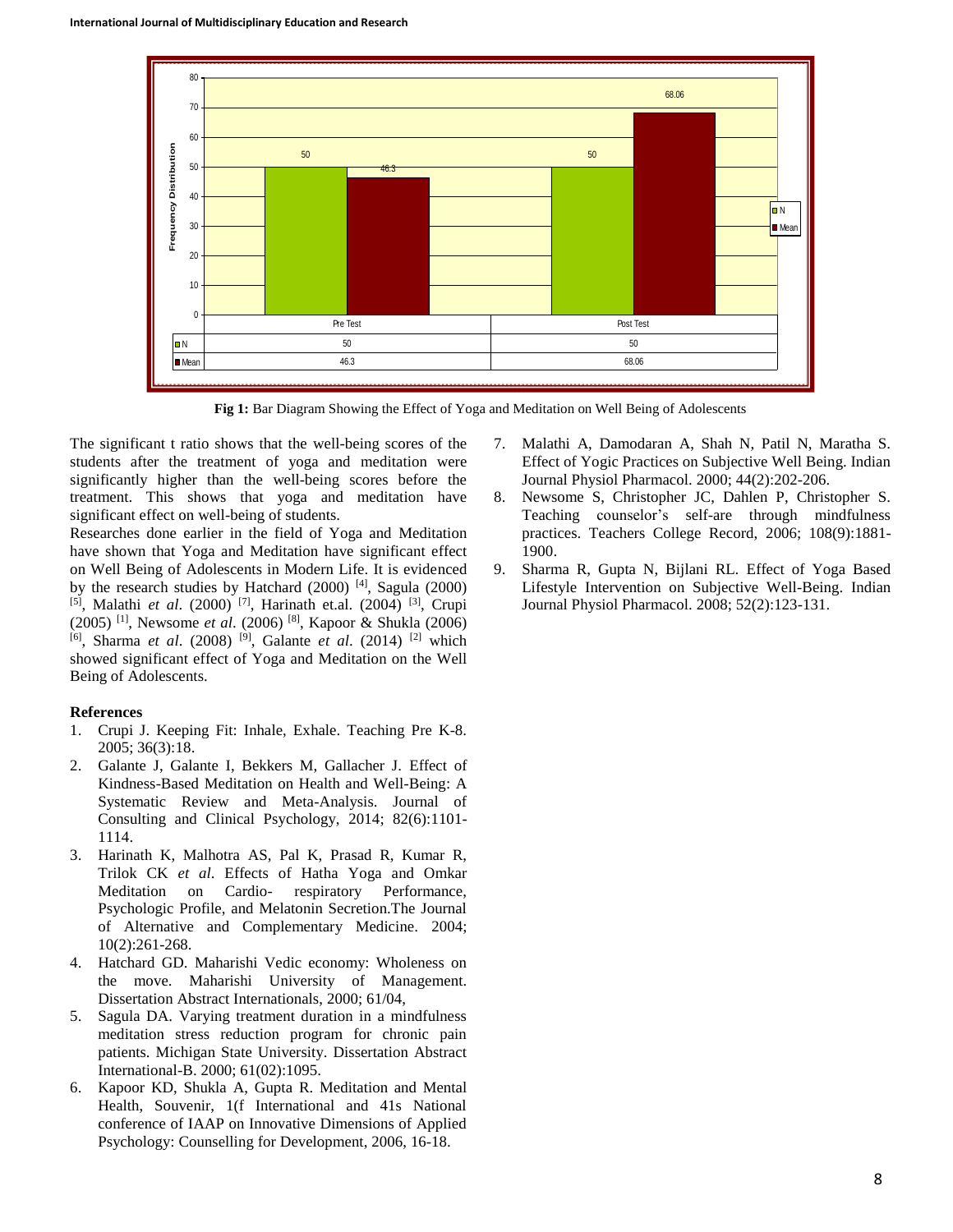80
70
60
50
40
30
20
10
0

Frequency Distribution

50
46.3
50
68.06

N
Mean

Pre Test
Post Test

N 50 50
Mean 46.3 68.06

**Fig 1:** Bar Diagram Showing the Effect of Yoga and Meditation on Well Being of Adolescents

The significant t ratio shows that the well-being scores of the students after the treatment of yoga and meditation were significantly higher than the well-being scores before the treatment. This shows that yoga and meditation have significant effect on well-being of students.

Researches done earlier in the field of Yoga and Meditation have shown that Yoga and Meditation have significant effect on Well Being of Adolescents in Modern Life. It is evidenced by the research studies by Hatchard (2000) [4], Sagula (2000) [5], Malathi *et al*. (2000) [7], Harinath et.al. (2004) [3], Crupi (2005) [1], Newsome *et al*. (2006) [8], Kapoor & Shukla (2006) [6], Sharma *et al*. (2008) [9], Galante *et al*. (2014) [2] which showed significant effect of Yoga and Meditation on the Well Being of Adolescents.

## References

1. Crupi J. Keeping Fit: Inhale, Exhale. Teaching Pre K-8. 2005; 36(3):18.
2. Galante J, Galante I, Bekkers M, Gallacher J. Effect of Kindness-Based Meditation on Health and Well-Being: A Systematic Review and Meta-Analysis. Journal of Consulting and Clinical Psychology, 2014; 82(6):1101-1114.
3. Harinath K, Malhotra AS, Pal K, Prasad R, Kumar R, Trilok CK *et al*. Effects of Hatha Yoga and Omkar Meditation on Cardio- respiratory Performance, Psychologic Profile, and Melatonin Secretion.The Journal of Alternative and Complementary Medicine. 2004; 10(2):261-268.
4. Hatchard GD. Maharishi Vedic economy: Wholeness on the move. Maharishi University of Management. Dissertation Abstract Internationals, 2000; 61/04,
5. Sagula DA. Varying treatment duration in a mindfulness meditation stress reduction program for chronic pain patients. Michigan State University. Dissertation Abstract International-B. 2000; 61(02):1095.
6. Kapoor KD, Shukla A, Gupta R. Meditation and Mental Health, Souvenir, 1(f International and 41s National conference of IAAP on Innovative Dimensions of Applied Psychology: Counselling for Development, 2006, 16-18.
7. Malathi A, Damodaran A, Shah N, Patil N, Maratha S. Effect of Yogic Practices on Subjective Well Being. Indian Journal Physiol Pharmacol. 2000; 44(2):202-206.
8. Newsome S, Christopher JC, Dahlen P, Christopher S. Teaching counselor's self-are through mindfulness practices. Teachers College Record, 2006; 108(9):1881-1900.
9. Sharma R, Gupta N, Bijlani RL. Effect of Yoga Based Lifestyle Intervention on Subjective Well-Being. Indian Journal Physiol Pharmacol. 2008; 52(2):123-131.